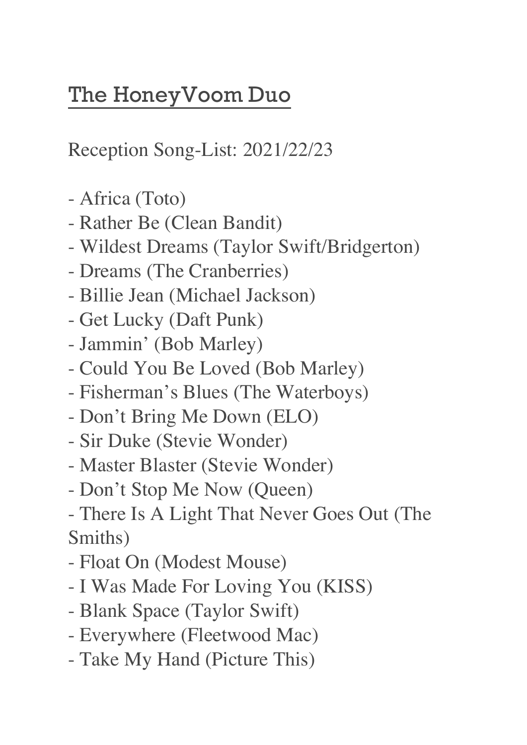# The HoneyVoom Duo

Reception Song-List: 2021/22/23

- Africa (Toto)
- Rather Be (Clean Bandit)
- Wildest Dreams (Taylor Swift/Bridgerton)
- Dreams (The Cranberries)
- Billie Jean (Michael Jackson)
- Get Lucky (Daft Punk)
- Jammin' (Bob Marley)
- Could You Be Loved (Bob Marley)
- Fisherman's Blues (The Waterboys)
- Don't Bring Me Down (ELO)
- Sir Duke (Stevie Wonder)
- Master Blaster (Stevie Wonder)
- Don't Stop Me Now (Queen)
- There Is A Light That Never Goes Out (The Smiths)
- Float On (Modest Mouse)
- I Was Made For Loving You (KISS)
- Blank Space (Taylor Swift)
- Everywhere (Fleetwood Mac)
- Take My Hand (Picture This)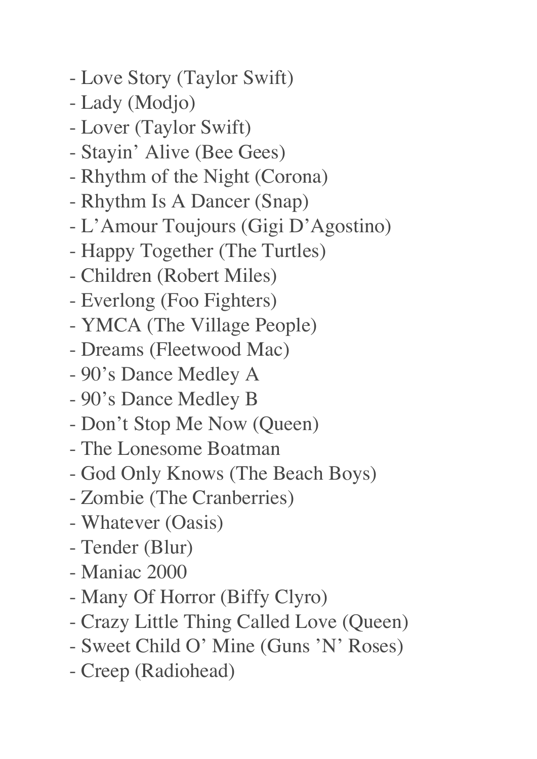- Love Story (Taylor Swift)
- Lady (Modjo)
- Lover (Taylor Swift)
- Stayin' Alive (Bee Gees)
- Rhythm of the Night (Corona)
- Rhythm Is A Dancer (Snap)
- L'Amour Toujours (Gigi D'Agostino)
- Happy Together (The Turtles)
- Children (Robert Miles)
- Everlong (Foo Fighters)
- YMCA (The Village People)
- Dreams (Fleetwood Mac)
- 90's Dance Medley A
- 90's Dance Medley B
- Don't Stop Me Now (Queen)
- The Lonesome Boatman
- God Only Knows (The Beach Boys)
- Zombie (The Cranberries)
- Whatever (Oasis)
- Tender (Blur)
- Maniac 2000
- Many Of Horror (Biffy Clyro)
- Crazy Little Thing Called Love (Queen)
- Sweet Child O' Mine (Guns 'N' Roses)
- Creep (Radiohead)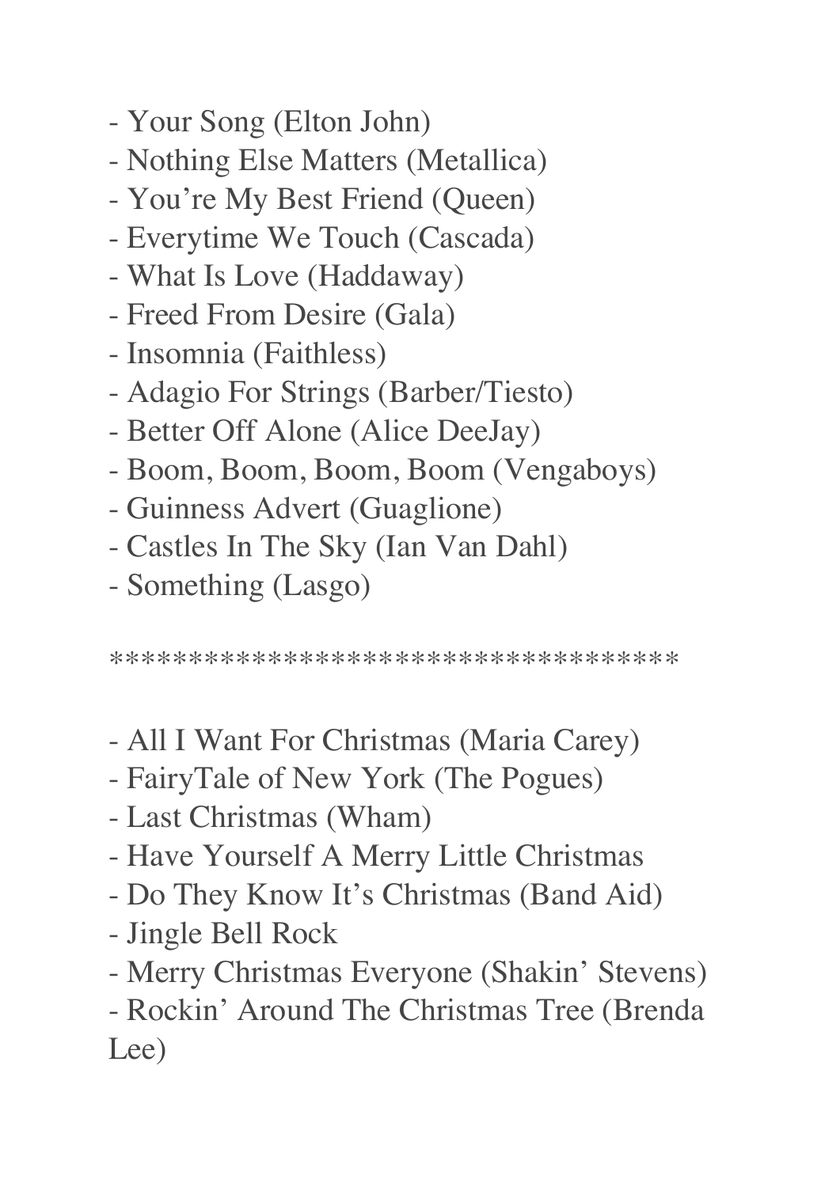- Your Song (Elton John)
- Nothing Else Matters (Metallica)
- You’re My Best Friend (Queen)
- Everytime We Touch (Cascada)
- What Is Love (Haddaway)
- Freed From Desire (Gala)
- Insomnia (Faithless)
- Adagio For Strings (Barber/Tiesto)
- Better Off Alone (Alice DeeJay)
- Boom, Boom, Boom, Boom (Vengaboys)
- Guinness Advert (Guaglione)
- Castles In The Sky (Ian Van Dahl)
- Something (Lasgo)

***********************************

- All I Want For Christmas (Maria Carey)
- FairyTale of New York (The Pogues)
- Last Christmas (Wham)
- Have Yourself A Merry Little Christmas
- Do They Know It’s Christmas (Band Aid)
- Jingle Bell Rock
- Merry Christmas Everyone (Shakin’ Stevens)
- Rockin’ Around The Christmas Tree (Brenda Lee)